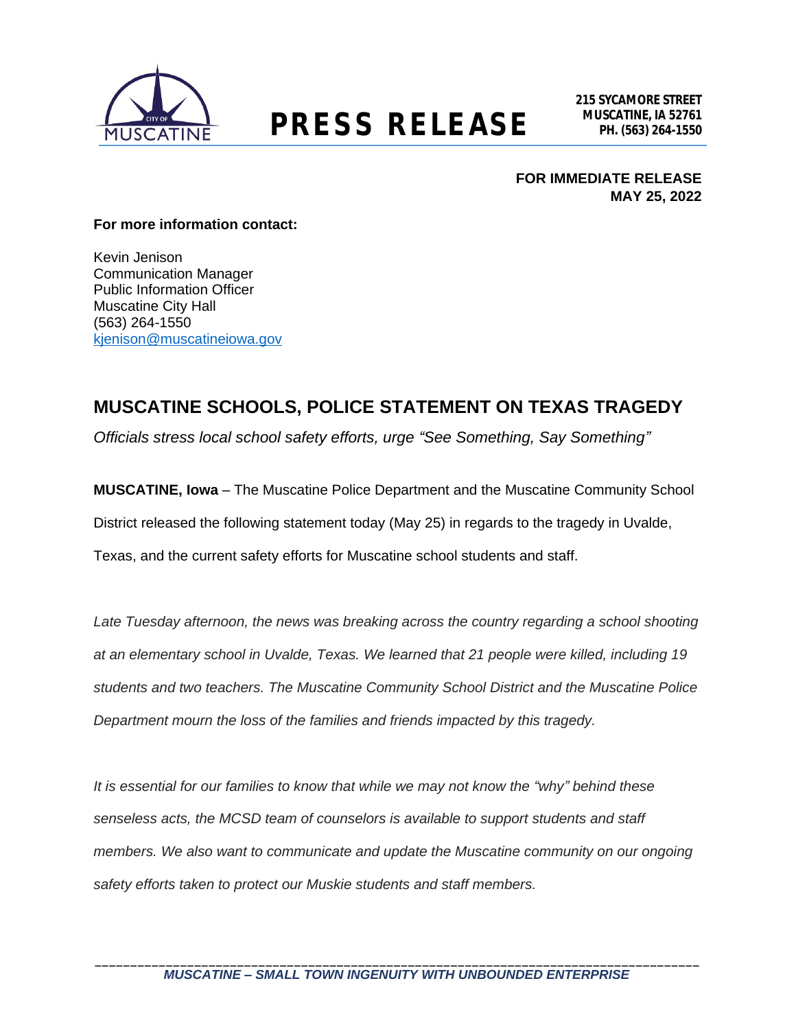**PRESS RELEASE**

**215 SYCAMORE STREET**
**MUSCATINE, IA 52761**
**PH. (563) 264-1550**

**FOR IMMEDIATE RELEASE**
**MAY 25, 2022**

**For more information contact:**

Kevin Jenison
Communication Manager
Public Information Officer
Muscatine City Hall
(563) 264-1550
kjenison@muscatineiowa.gov

## MUSCATINE SCHOOLS, POLICE STATEMENT ON TEXAS TRAGEDY

*Officials stress local school safety efforts, urge "See Something, Say Something"*

**MUSCATINE, Iowa** – The Muscatine Police Department and the Muscatine Community School District released the following statement today (May 25) in regards to the tragedy in Uvalde, Texas, and the current safety efforts for Muscatine school students and staff.

*Late Tuesday afternoon, the news was breaking across the country regarding a school shooting at an elementary school in Uvalde, Texas. We learned that 21 people were killed, including 19 students and two teachers. The Muscatine Community School District and the Muscatine Police Department mourn the loss of the families and friends impacted by this tragedy.*

*It is essential for our families to know that while we may not know the "why" behind these senseless acts, the MCSD team of counselors is available to support students and staff members. We also want to communicate and update the Muscatine community on our ongoing safety efforts taken to protect our Muskie students and staff members.*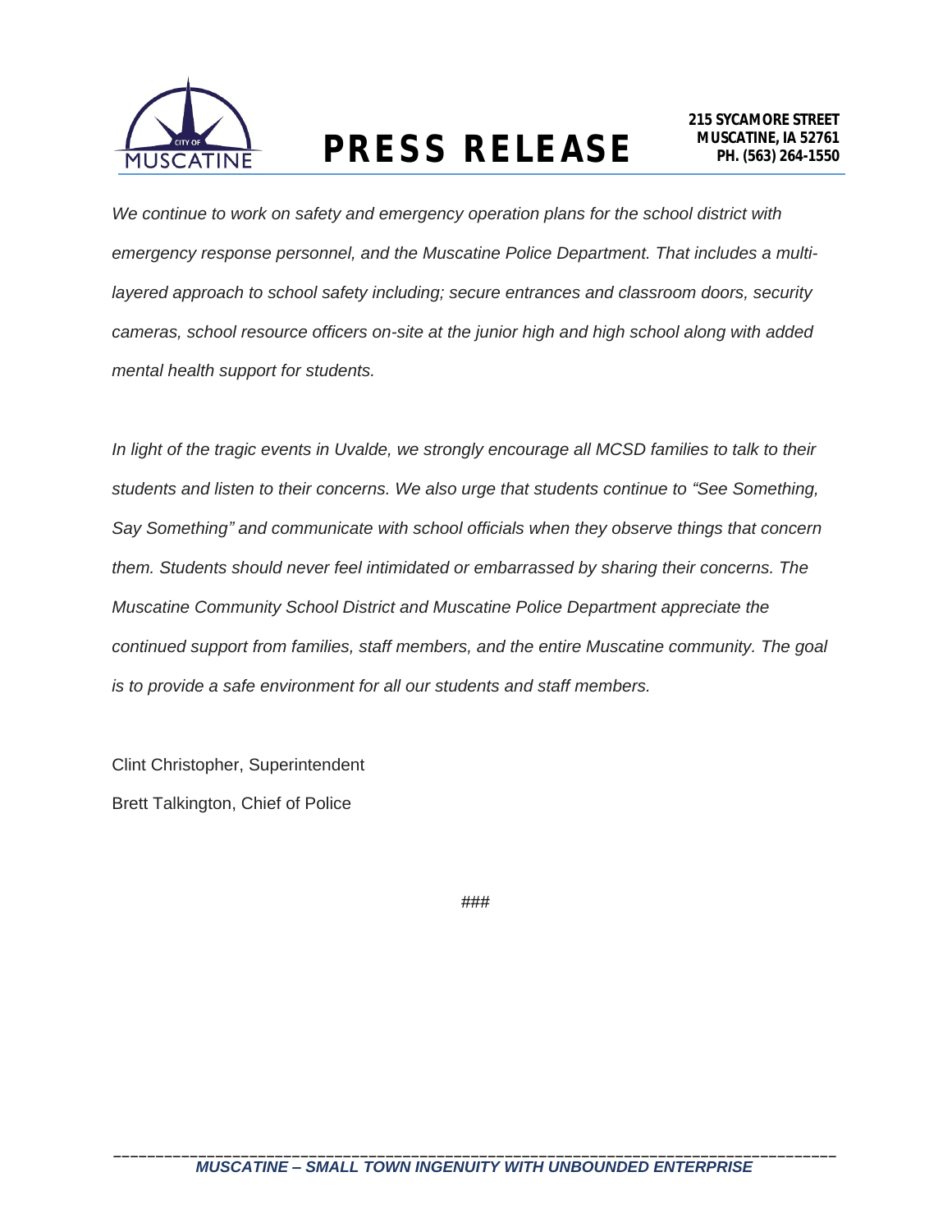*We continue to work on safety and emergency operation plans for the school district with emergency response personnel, and the Muscatine Police Department. That includes a multi-layered approach to school safety including; secure entrances and classroom doors, security cameras, school resource officers on-site at the junior high and high school along with added mental health support for students.*

*In light of the tragic events in Uvalde, we strongly encourage all MCSD families to talk to their students and listen to their concerns. We also urge that students continue to "See Something, Say Something" and communicate with school officials when they observe things that concern them. Students should never feel intimidated or embarrassed by sharing their concerns. The Muscatine Community School District and Muscatine Police Department appreciate the continued support from families, staff members, and the entire Muscatine community. The goal is to provide a safe environment for all our students and staff members.*

Clint Christopher, Superintendent

Brett Talkington, Chief of Police

###